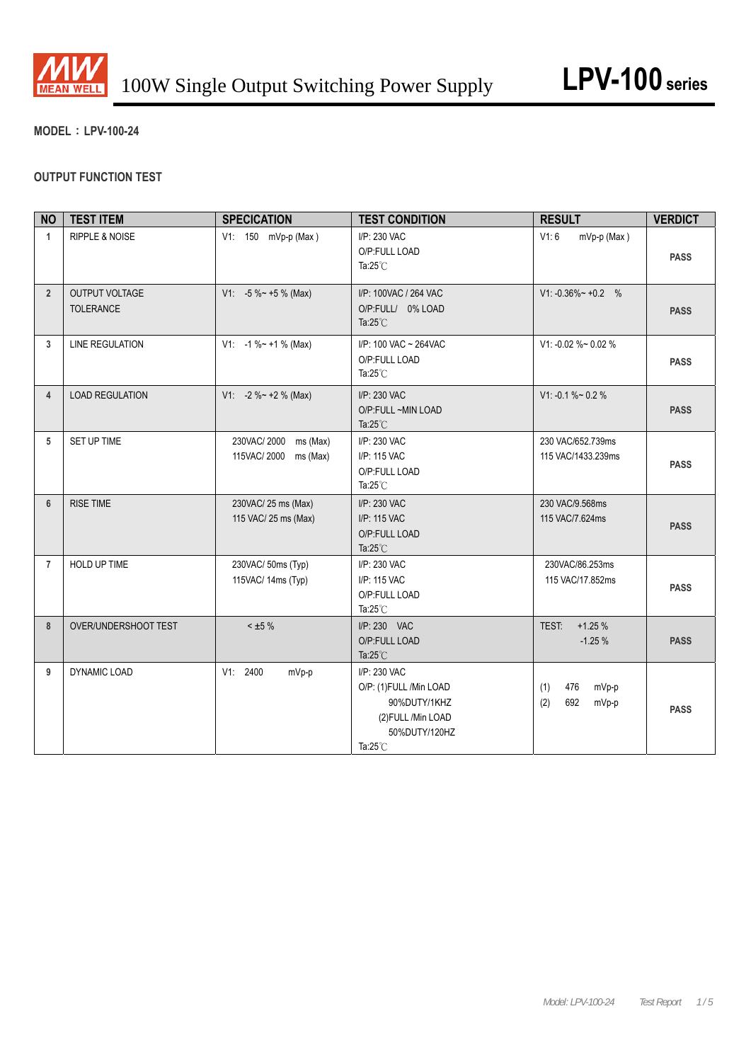# 100W Single Output Switching Power Supply — LPV-100 series

**MODEL：LPV-100-24**

**OUTPUT FUNCTION TEST**

| NO | TEST ITEM | SPECICATION | TEST CONDITION | RESULT | VERDICT |
|---|---|---|---|---|---|
| 1 | RIPPLE & NOISE | V1: 150 mVp-p (Max ) | I/P: 230 VAC<br>O/P:FULL LOAD<br>Ta:25℃ | V1: 6 mVp-p (Max ) | PASS |
| 2 | OUTPUT VOLTAGE TOLERANCE | V1: -5 %~ +5 % (Max) | I/P: 100VAC / 264 VAC<br>O/P:FULL/ 0% LOAD<br>Ta:25℃ | V1: -0.36%~ +0.2 % | PASS |
| 3 | LINE REGULATION | V1: -1 %~ +1 % (Max) | I/P: 100 VAC ~ 264VAC<br>O/P:FULL LOAD<br>Ta:25℃ | V1: -0.02 %~ 0.02 % | PASS |
| 4 | LOAD REGULATION | V1: -2 %~ +2 % (Max) | I/P: 230 VAC<br>O/P:FULL ~MIN LOAD<br>Ta:25℃ | V1: -0.1 %~ 0.2 % | PASS |
| 5 | SET UP TIME | 230VAC/ 2000 ms (Max)<br>115VAC/ 2000 ms (Max) | I/P: 230 VAC<br>I/P: 115 VAC<br>O/P:FULL LOAD<br>Ta:25℃ | 230 VAC/652.739ms<br>115 VAC/1433.239ms | PASS |
| 6 | RISE TIME | 230VAC/ 25 ms (Max)<br>115 VAC/ 25 ms (Max) | I/P: 230 VAC<br>I/P: 115 VAC<br>O/P:FULL LOAD<br>Ta:25℃ | 230 VAC/9.568ms<br>115 VAC/7.624ms | PASS |
| 7 | HOLD UP TIME | 230VAC/ 50ms (Typ)<br>115VAC/ 14ms (Typ) | I/P: 230 VAC<br>I/P: 115 VAC<br>O/P:FULL LOAD<br>Ta:25℃ | 230VAC/86.253ms<br>115 VAC/17.852ms | PASS |
| 8 | OVER/UNDERSHOOT TEST | < ±5 % | I/P: 230 VAC<br>O/P:FULL LOAD<br>Ta:25℃ | TEST: +1.25 %<br>-1.25 % | PASS |
| 9 | DYNAMIC LOAD | V1: 2400 mVp-p | I/P: 230 VAC<br>O/P: (1)FULL /Min LOAD<br>90%DUTY/1KHZ<br>(2)FULL /Min LOAD<br>50%DUTY/120HZ<br>Ta:25℃ | (1) 476 mVp-p<br>(2) 692 mVp-p | PASS |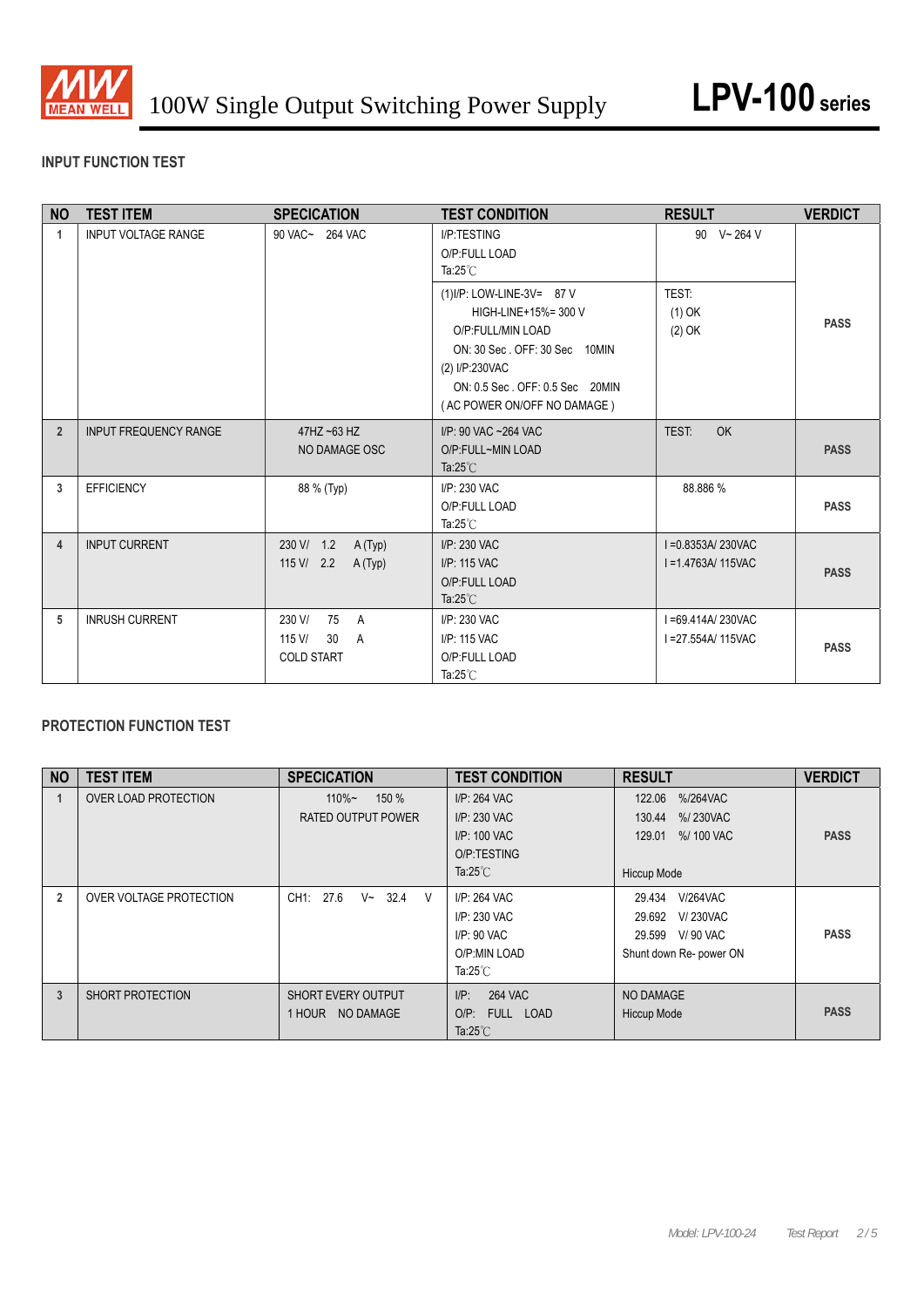# 100W Single Output Switching Power Supply **LPV-100 series**

## INPUT FUNCTION TEST

| NO | TEST ITEM | SPECICATION | TEST CONDITION | RESULT | VERDICT |
|---|---|---|---|---|---|
| 1 | INPUT VOLTAGE RANGE | 90 VAC~ 264 VAC | I/P:TESTING<br>O/P:FULL LOAD<br>Ta:25℃ | 90 V~ 264 V | PASS |
| | | | (1)I/P: LOW-LINE-3V= 87 V<br>HIGH-LINE+15%= 300 V<br>O/P:FULL/MIN LOAD<br>ON: 30 Sec . OFF: 30 Sec 10MIN<br>(2) I/P:230VAC<br>ON: 0.5 Sec . OFF: 0.5 Sec 20MIN<br>( AC POWER ON/OFF NO DAMAGE ) | TEST:<br>(1) OK<br>(2) OK | |
| 2 | INPUT FREQUENCY RANGE | 47HZ ~63 HZ<br>NO DAMAGE OSC | I/P: 90 VAC ~264 VAC<br>O/P:FULL~MIN LOAD<br>Ta:25℃ | TEST: OK | PASS |
| 3 | EFFICIENCY | 88 % (Typ) | I/P: 230 VAC<br>O/P:FULL LOAD<br>Ta:25℃ | 88.886 % | PASS |
| 4 | INPUT CURRENT | 230 V/ 1.2 A (Typ)<br>115 V/ 2.2 A (Typ) | I/P: 230 VAC<br>I/P: 115 VAC<br>O/P:FULL LOAD<br>Ta:25℃ | I =0.8353A/ 230VAC<br>I =1.4763A/ 115VAC | PASS |
| 5 | INRUSH CURRENT | 230 V/ 75 A<br>115 V/ 30 A<br>COLD START | I/P: 230 VAC<br>I/P: 115 VAC<br>O/P:FULL LOAD<br>Ta:25℃ | I =69.414A/ 230VAC<br>I =27.554A/ 115VAC | PASS |

## PROTECTION FUNCTION TEST

| NO | TEST ITEM | SPECICATION | TEST CONDITION | RESULT | VERDICT |
|---|---|---|---|---|---|
| 1 | OVER LOAD PROTECTION | 110%~ 150 %<br>RATED OUTPUT POWER | I/P: 264 VAC<br>I/P: 230 VAC<br>I/P: 100 VAC<br>O/P:TESTING<br>Ta:25℃ | 122.06 %/264VAC<br>130.44 %/ 230VAC<br>129.01 %/ 100 VAC<br>Hiccup Mode | PASS |
| 2 | OVER VOLTAGE PROTECTION | CH1: 27.6 V~ 32.4 V | I/P: 264 VAC<br>I/P: 230 VAC<br>I/P: 90 VAC<br>O/P:MIN LOAD<br>Ta:25℃ | 29.434 V/264VAC<br>29.692 V/ 230VAC<br>29.599 V/ 90 VAC<br>Shunt down Re- power ON | PASS |
| 3 | SHORT PROTECTION | SHORT EVERY OUTPUT<br>1 HOUR NO DAMAGE | I/P: 264 VAC<br>O/P: FULL LOAD<br>Ta:25℃ | NO DAMAGE<br>Hiccup Mode | PASS |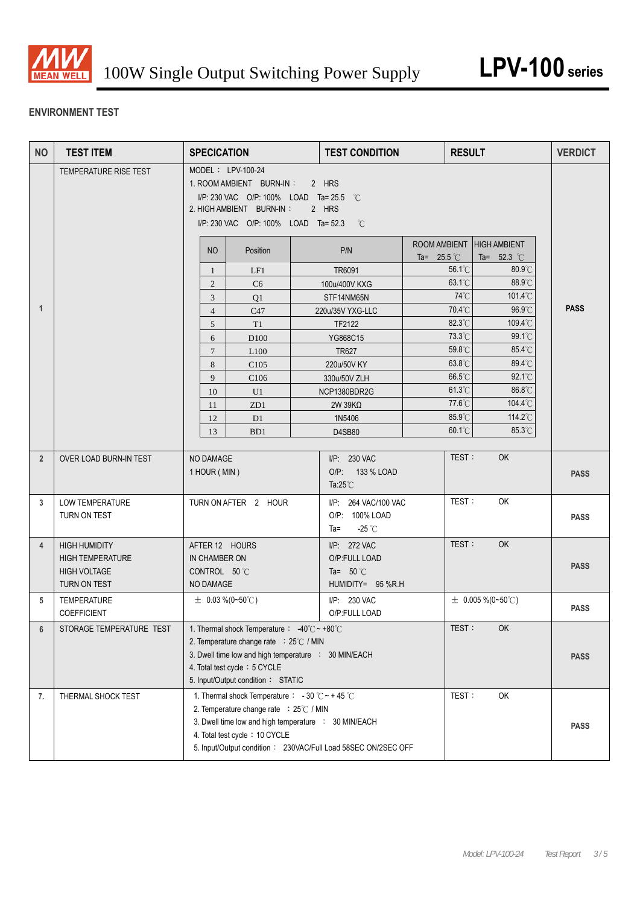## ENVIRONMENT TEST

| NO | TEST ITEM | SPECICATION | TEST CONDITION | RESULT | VERDICT |
|---|---|---|---|---|---|
| 1 | TEMPERATURE RISE TEST | MODEL： LPV-100-24<br>1. ROOM AMBIENT BURN-IN： 2 HRS<br>I/P: 230 VAC O/P: 100% LOAD Ta= 25.5 ℃<br>2. HIGH AMBIENT BURN-IN： 2 HRS<br>I/P: 230 VAC O/P: 100% LOAD Ta= 52.3 ℃ | | | PASS |

| NO | Position | P/N | ROOM AMBIENT Ta= 25.5 ℃ | HIGH AMBIENT Ta= 52.3 ℃ |
|---|---|---|---|---|
| 1 | LF1 | TR6091 | 56.1℃ | 80.9℃ |
| 2 | C6 | 100u/400V KXG | 63.1℃ | 88.9℃ |
| 3 | Q1 | STF14NM65N | 74℃ | 101.4℃ |
| 4 | C47 | 220u/35V YXG-LLC | 70.4℃ | 96.9℃ |
| 5 | T1 | TF2122 | 82.3℃ | 109.4℃ |
| 6 | D100 | YG868C15 | 73.3℃ | 99.1℃ |
| 7 | L100 | TR627 | 59.8℃ | 85.4℃ |
| 8 | C105 | 220u/50V KY | 63.8℃ | 89.4℃ |
| 9 | C106 | 330u/50V ZLH | 66.5℃ | 92.1℃ |
| 10 | U1 | NCP1380BDR2G | 61.3℃ | 86.8℃ |
| 11 | ZD1 | 2W 39KΩ | 77.6℃ | 104.4℃ |
| 12 | D1 | 1N5406 | 85.9℃ | 114.2℃ |
| 13 | BD1 | D4SB80 | 60.1℃ | 85.3℃ |

| NO | TEST ITEM | SPECICATION | TEST CONDITION | RESULT | VERDICT |
|---|---|---|---|---|---|
| 2 | OVER LOAD BURN-IN TEST | NO DAMAGE<br>1 HOUR ( MIN ) | I/P: 230 VAC<br>O/P: 133 % LOAD<br>Ta:25℃ | TEST： OK | PASS |
| 3 | LOW TEMPERATURE TURN ON TEST | TURN ON AFTER 2 HOUR | I/P: 264 VAC/100 VAC<br>O/P: 100% LOAD<br>Ta= -25 ℃ | TEST： OK | PASS |
| 4 | HIGH HUMIDITY HIGH TEMPERATURE HIGH VOLTAGE TURN ON TEST | AFTER 12 HOURS<br>IN CHAMBER ON<br>CONTROL 50 ℃<br>NO DAMAGE | I/P: 272 VAC<br>O/P:FULL LOAD<br>Ta= 50 ℃<br>HUMIDITY= 95 %R.H | TEST： OK | PASS |
| 5 | TEMPERATURE COEFFICIENT | ± 0.03 %(0~50℃) | I/P: 230 VAC<br>O/P:FULL LOAD | ± 0.005 %(0~50℃) | PASS |
| 6 | STORAGE TEMPERATURE TEST | 1. Thermal shock Temperature： -40℃ ~ +80℃<br>2. Temperature change rate ：25℃ / MIN<br>3. Dwell time low and high temperature ： 30 MIN/EACH<br>4. Total test cycle：5 CYCLE<br>5. Input/Output condition： STATIC | | TEST： OK | PASS |
| 7. | THERMAL SHOCK TEST | 1. Thermal shock Temperature： - 30 ℃ ~ + 45 ℃<br>2. Temperature change rate ：25℃ / MIN<br>3. Dwell time low and high temperature ： 30 MIN/EACH<br>4. Total test cycle：10 CYCLE<br>5. Input/Output condition： 230VAC/Full Load 58SEC ON/2SEC OFF | | TEST： OK | PASS |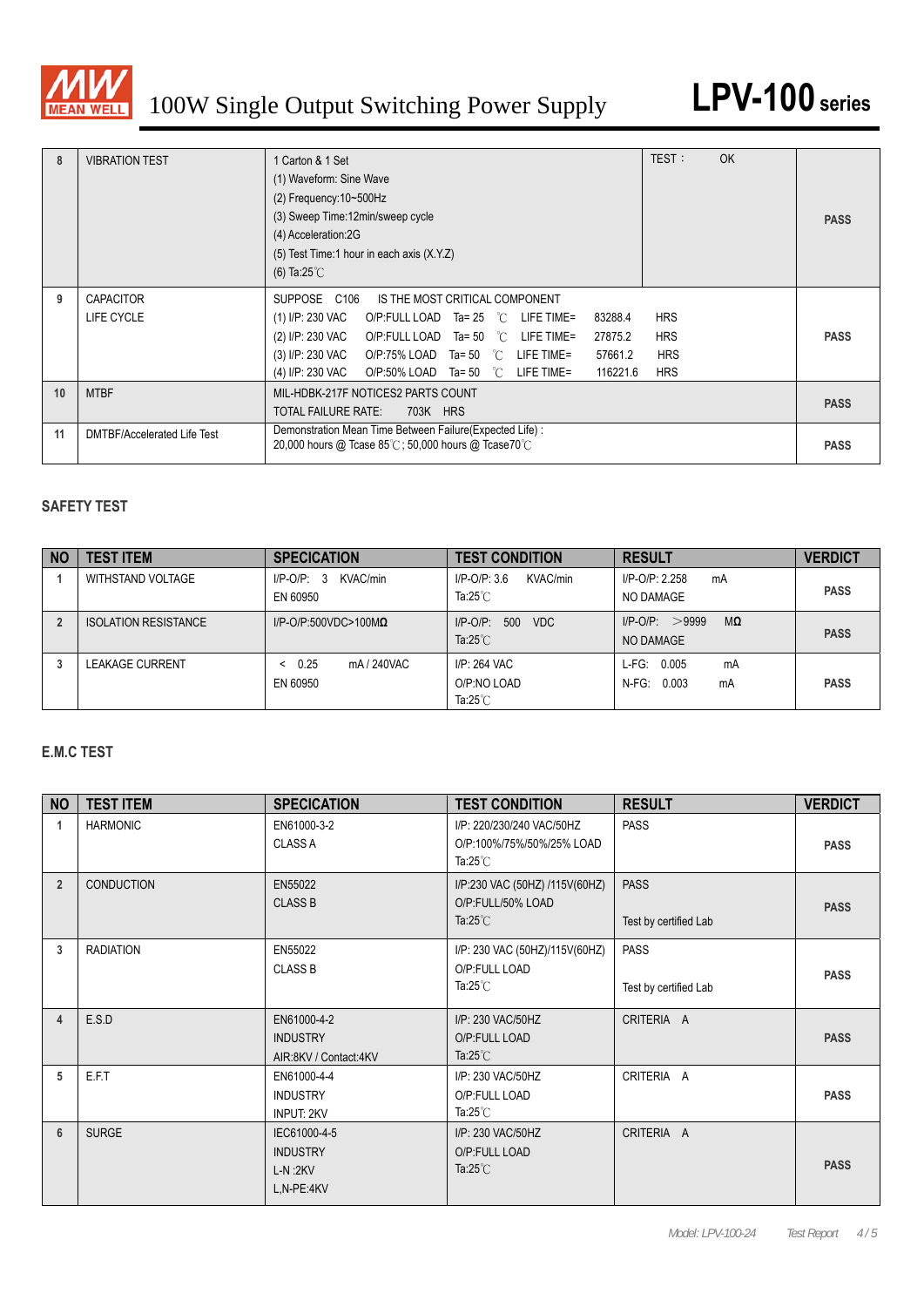| 8 | VIBRATION TEST | 1 Carton & 1 Set<br>(1) Waveform: Sine Wave<br>(2) Frequency:10~500Hz<br>(3) Sweep Time:12min/sweep cycle<br>(4) Acceleration:2G<br>(5) Test Time:1 hour in each axis (X.Y.Z)<br>(6) Ta:25℃ | TEST： OK | PASS |
|---|---|---|---|---|
| 9 | CAPACITOR<br>LIFE CYCLE | SUPPOSE C106 IS THE MOST CRITICAL COMPONENT<br>(1) I/P: 230 VAC O/P:FULL LOAD Ta= 25 ℃ LIFE TIME= 83288.4 HRS<br>(2) I/P: 230 VAC O/P:FULL LOAD Ta= 50 ℃ LIFE TIME= 27875.2 HRS<br>(3) I/P: 230 VAC O/P:75% LOAD Ta= 50 ℃ LIFE TIME= 57661.2 HRS<br>(4) I/P: 230 VAC O/P:50% LOAD Ta= 50 ℃ LIFE TIME= 116221.6 HRS | | PASS |
| 10 | MTBF | MIL-HDBK-217F NOTICES2 PARTS COUNT<br>TOTAL FAILURE RATE: 703K HRS | | PASS |
| 11 | DMTBF/Accelerated Life Test | Demonstration Mean Time Between Failure(Expected Life) :<br>20,000 hours @ Tcase 85℃ ; 50,000 hours @ Tcase70℃ | | PASS |

## SAFETY TEST

| NO | TEST ITEM | SPECICATION | TEST CONDITION | RESULT | VERDICT |
|---|---|---|---|---|---|
| 1 | WITHSTAND VOLTAGE | I/P-O/P: 3 KVAC/min<br>EN 60950 | I/P-O/P: 3.6 KVAC/min<br>Ta:25℃ | I/P-O/P: 2.258 mA<br>NO DAMAGE | PASS |
| 2 | ISOLATION RESISTANCE | I/P-O/P:500VDC>100MΩ | I/P-O/P: 500 VDC<br>Ta:25℃ | I/P-O/P: >9999 MΩ<br>NO DAMAGE | PASS |
| 3 | LEAKAGE CURRENT | < 0.25 mA / 240VAC<br>EN 60950 | I/P: 264 VAC<br>O/P:NO LOAD<br>Ta:25℃ | L-FG: 0.005 mA<br>N-FG: 0.003 mA | PASS |

## E.M.C TEST

| NO | TEST ITEM | SPECICATION | TEST CONDITION | RESULT | VERDICT |
|---|---|---|---|---|---|
| 1 | HARMONIC | EN61000-3-2<br>CLASS A | I/P: 220/230/240 VAC/50HZ<br>O/P:100%/75%/50%/25% LOAD<br>Ta:25℃ | PASS | PASS |
| 2 | CONDUCTION | EN55022<br>CLASS B | I/P:230 VAC (50HZ) /115V(60HZ)<br>O/P:FULL/50% LOAD<br>Ta:25℃ | PASS<br>Test by certified Lab | PASS |
| 3 | RADIATION | EN55022<br>CLASS B | I/P: 230 VAC (50HZ)/115V(60HZ)<br>O/P:FULL LOAD<br>Ta:25℃ | PASS<br>Test by certified Lab | PASS |
| 4 | E.S.D | EN61000-4-2<br>INDUSTRY<br>AIR:8KV / Contact:4KV | I/P: 230 VAC/50HZ<br>O/P:FULL LOAD<br>Ta:25℃ | CRITERIA A | PASS |
| 5 | E.F.T | EN61000-4-4<br>INDUSTRY<br>INPUT: 2KV | I/P: 230 VAC/50HZ<br>O/P:FULL LOAD<br>Ta:25℃ | CRITERIA A | PASS |
| 6 | SURGE | IEC61000-4-5<br>INDUSTRY<br>L-N :2KV<br>L,N-PE:4KV | I/P: 230 VAC/50HZ<br>O/P:FULL LOAD<br>Ta:25℃ | CRITERIA A | PASS |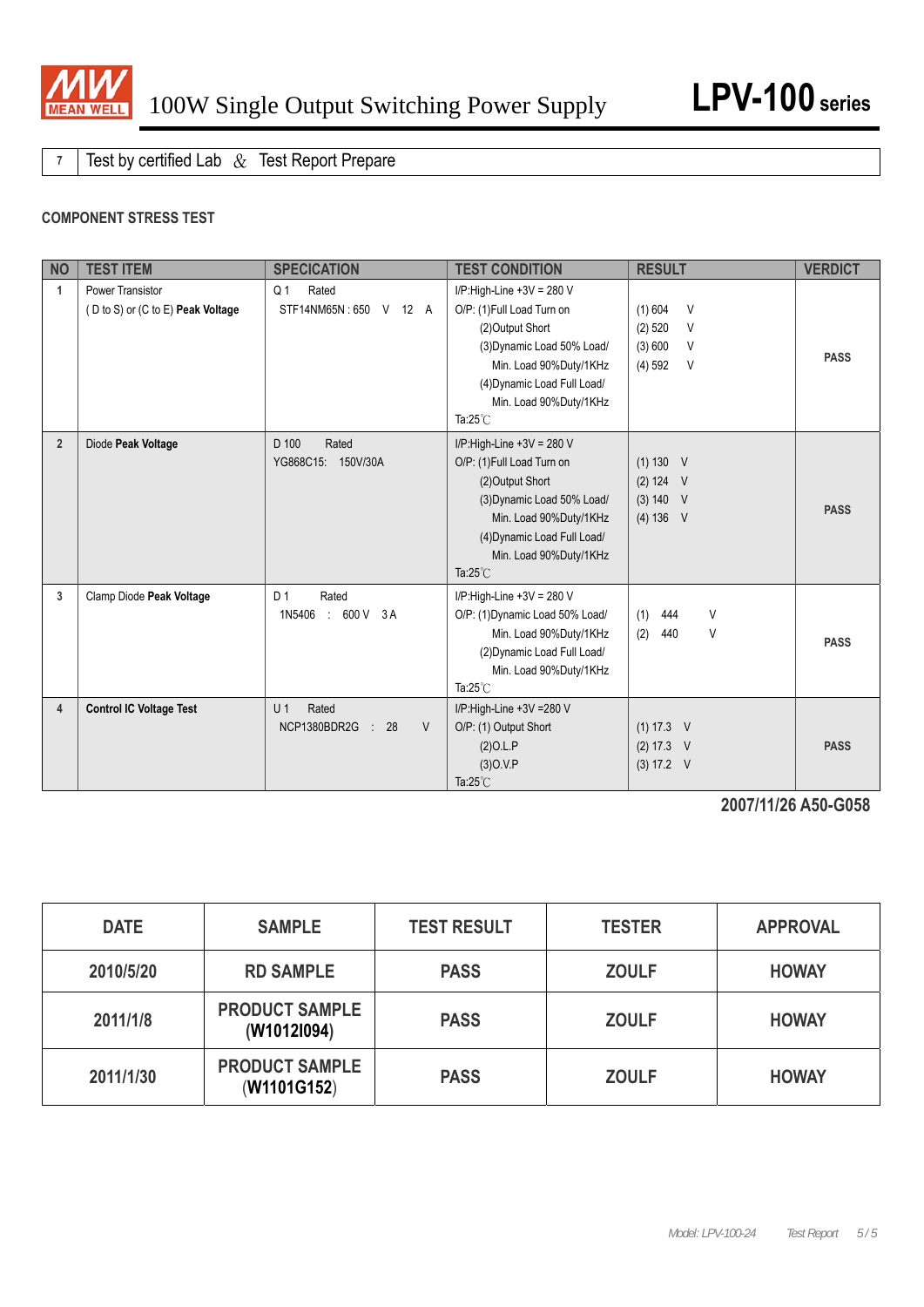| 7 | Test by certified Lab & Test Report Prepare |
|---|---|

**COMPONENT STRESS TEST**

| NO | TEST ITEM | SPECICATION | TEST CONDITION | RESULT | VERDICT |
|---|---|---|---|---|---|
| 1 | Power Transistor ( D to S) or (C to E) **Peak Voltage** | Q 1 Rated STF14NM65N : 650 V 12 A | I/P:High-Line +3V = 280 V O/P: (1)Full Load Turn on (2)Output Short (3)Dynamic Load 50% Load/ Min. Load 90%Duty/1KHz (4)Dynamic Load Full Load/ Min. Load 90%Duty/1KHz Ta:25℃ | (1) 604 V (2) 520 V (3) 600 V (4) 592 V | PASS |
| 2 | Diode **Peak Voltage** | D 100 Rated YG868C15: 150V/30A | I/P:High-Line +3V = 280 V O/P: (1)Full Load Turn on (2)Output Short (3)Dynamic Load 50% Load/ Min. Load 90%Duty/1KHz (4)Dynamic Load Full Load/ Min. Load 90%Duty/1KHz Ta:25℃ | (1) 130 V (2) 124 V (3) 140 V (4) 136 V | PASS |
| 3 | Clamp Diode **Peak Voltage** | D 1 Rated 1N5406 : 600 V 3 A | I/P:High-Line +3V = 280 V O/P: (1)Dynamic Load 50% Load/ Min. Load 90%Duty/1KHz (2)Dynamic Load Full Load/ Min. Load 90%Duty/1KHz Ta:25℃ | (1) 444 V (2) 440 V | PASS |
| 4 | **Control IC Voltage Test** | U 1 Rated NCP1380BDR2G : 28 V | I/P:High-Line +3V =280 V O/P: (1) Output Short (2)O.L.P (3)O.V.P Ta:25℃ | (1) 17.3 V (2) 17.3 V (3) 17.2 V | PASS |

**2007/11/26 A50-G058**

| DATE | SAMPLE | TEST RESULT | TESTER | APPROVAL |
|---|---|---|---|---|
| 2010/5/20 | RD SAMPLE | PASS | ZOULF | HOWAY |
| 2011/1/8 | PRODUCT SAMPLE (W1012I094) | PASS | ZOULF | HOWAY |
| 2011/1/30 | PRODUCT SAMPLE (W1101G152) | PASS | ZOULF | HOWAY |